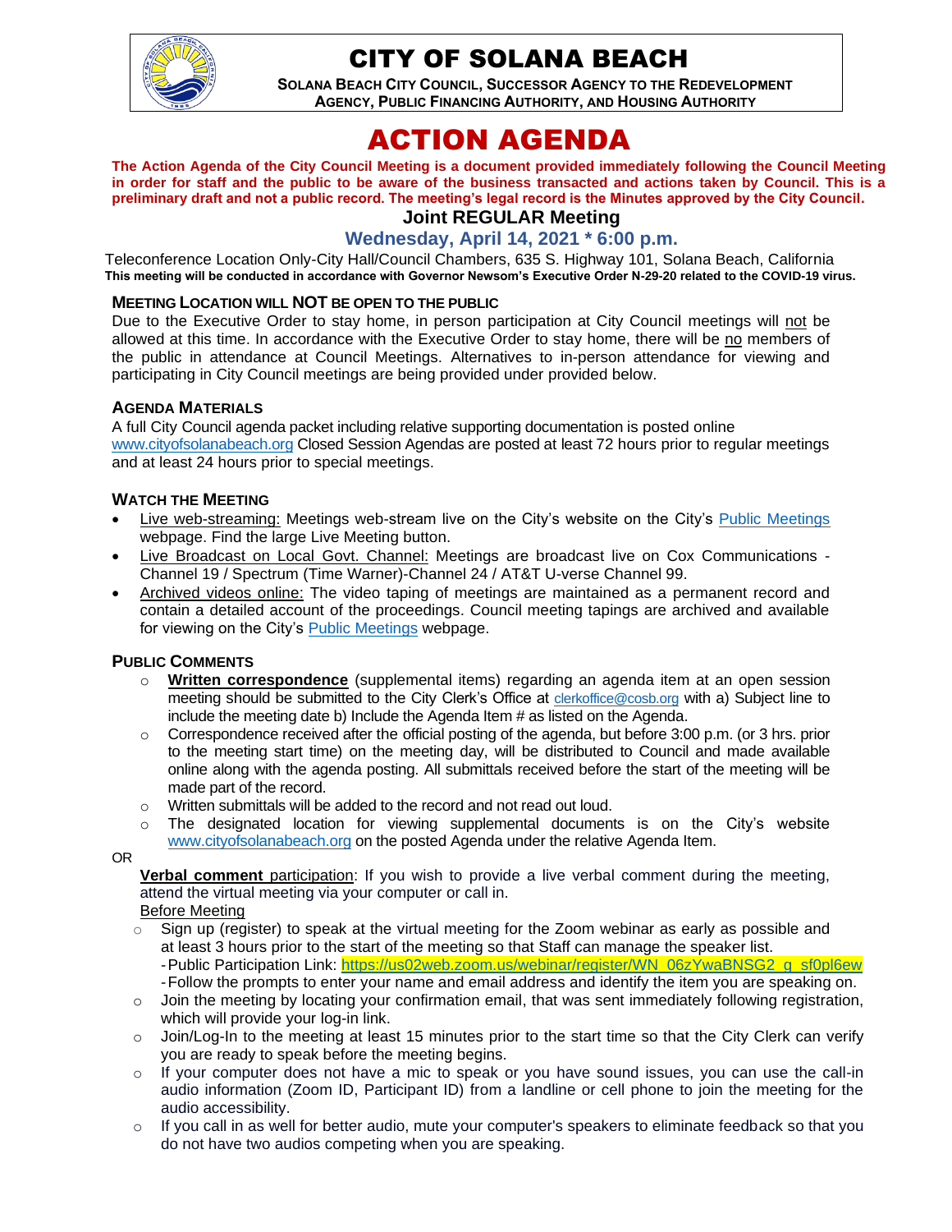# CITY OF SOLANA BEACH

**SOLANA BEACH CITY COUNCIL, SUCCESSOR AGENCY TO THE REDEVELOPMENT AGENCY, PUBLIC FINANCING AUTHORITY, AND HOUSING AUTHORITY**

# ACTION AGENDA

**The Action Agenda of the City Council Meeting is a document provided immediately following the Council Meeting in order for staff and the public to be aware of the business transacted and actions taken by Council. This is a preliminary draft and not a public record. The meeting's legal record is the Minutes approved by the City Council.**

## Joint REGULAR Meeting

### Wednesday, April 14, 2021 * 6:00 p.m.

Teleconference Location Only-City Hall/Council Chambers, 635 S. Highway 101, Solana Beach, California

**This meeting will be conducted in accordance with Governor Newsom's Executive Order N-29-20 related to the COVID-19 virus.**

### MEETING LOCATION WILL NOT BE OPEN TO THE PUBLIC

Due to the Executive Order to stay home, in person participation at City Council meetings will not be allowed at this time. In accordance with the Executive Order to stay home, there will be no members of the public in attendance at Council Meetings. Alternatives to in-person attendance for viewing and participating in City Council meetings are being provided under provided below.

### AGENDA MATERIALS

A full City Council agenda packet including relative supporting documentation is posted online www.cityofsolanabeach.org Closed Session Agendas are posted at least 72 hours prior to regular meetings and at least 24 hours prior to special meetings.

### WATCH THE MEETING

- Live web-streaming: Meetings web-stream live on the City's website on the City's Public Meetings webpage. Find the large Live Meeting button.
- Live Broadcast on Local Govt. Channel: Meetings are broadcast live on Cox Communications - Channel 19 / Spectrum (Time Warner)-Channel 24 / AT&T U-verse Channel 99.
- Archived videos online: The video taping of meetings are maintained as a permanent record and contain a detailed account of the proceedings. Council meeting tapings are archived and available for viewing on the City's Public Meetings webpage.

### PUBLIC COMMENTS

- **Written correspondence** (supplemental items) regarding an agenda item at an open session meeting should be submitted to the City Clerk's Office at clerkoffice@cosb.org with a) Subject line to include the meeting date b) Include the Agenda Item # as listed on the Agenda.
- Correspondence received after the official posting of the agenda, but before 3:00 p.m. (or 3 hrs. prior to the meeting start time) on the meeting day, will be distributed to Council and made available online along with the agenda posting. All submittals received before the start of the meeting will be made part of the record.
- Written submittals will be added to the record and not read out loud.
- The designated location for viewing supplemental documents is on the City's website www.cityofsolanabeach.org on the posted Agenda under the relative Agenda Item.

OR

**Verbal comment** participation: If you wish to provide a live verbal comment during the meeting, attend the virtual meeting via your computer or call in.

Before Meeting

- Sign up (register) to speak at the virtual meeting for the Zoom webinar as early as possible and at least 3 hours prior to the start of the meeting so that Staff can manage the speaker list.
  - Public Participation Link: https://us02web.zoom.us/webinar/register/WN_06zYwaBNSG2_g_sf0pl6ew
  - Follow the prompts to enter your name and email address and identify the item you are speaking on.
- Join the meeting by locating your confirmation email, that was sent immediately following registration, which will provide your log-in link.
- Join/Log-In to the meeting at least 15 minutes prior to the start time so that the City Clerk can verify you are ready to speak before the meeting begins.
- If your computer does not have a mic to speak or you have sound issues, you can use the call-in audio information (Zoom ID, Participant ID) from a landline or cell phone to join the meeting for the audio accessibility.
- If you call in as well for better audio, mute your computer's speakers to eliminate feedback so that you do not have two audios competing when you are speaking.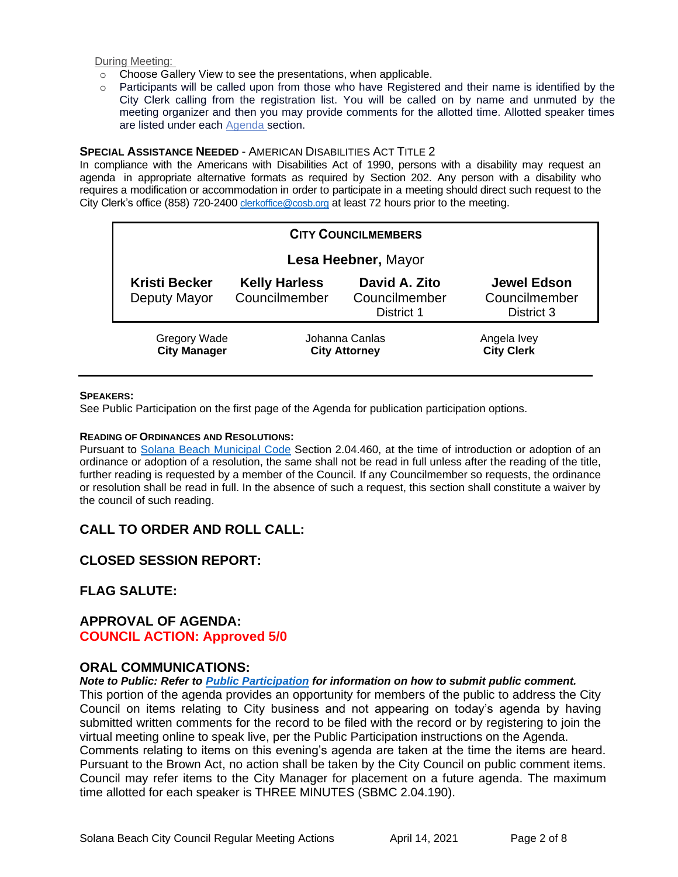During Meeting:

- Choose Gallery View to see the presentations, when applicable.
- Participants will be called upon from those who have Registered and their name is identified by the City Clerk calling from the registration list. You will be called on by name and unmuted by the meeting organizer and then you may provide comments for the allotted time. Allotted speaker times are listed under each Agenda section.

**SPECIAL ASSISTANCE NEEDED** - AMERICAN DISABILITIES ACT TITLE 2

In compliance with the Americans with Disabilities Act of 1990, persons with a disability may request an agenda in appropriate alternative formats as required by Section 202. Any person with a disability who requires a modification or accommodation in order to participate in a meeting should direct such request to the City Clerk's office (858) 720-2400 clerkoffice@cosb.org at least 72 hours prior to the meeting.

| **CITY COUNCILMEMBERS** | | | |
|---|---|---|---|
| | **Lesa Heebner,** Mayor | | |
| **Kristi Becker** Deputy Mayor | **Kelly Harless** Councilmember | **David A. Zito** Councilmember District 1 | **Jewel Edson** Councilmember District 3 |

| Gregory Wade **City Manager** | Johanna Canlas **City Attorney** | Angela Ivey **City Clerk** |
|---|---|---|

**SPEAKERS:**

See Public Participation on the first page of the Agenda for publication participation options.

**READING OF ORDINANCES AND RESOLUTIONS:**

Pursuant to Solana Beach Municipal Code Section 2.04.460, at the time of introduction or adoption of an ordinance or adoption of a resolution, the same shall not be read in full unless after the reading of the title, further reading is requested by a member of the Council. If any Councilmember so requests, the ordinance or resolution shall be read in full. In the absence of such a request, this section shall constitute a waiver by the council of such reading.

## CALL TO ORDER AND ROLL CALL:

## CLOSED SESSION REPORT:

## FLAG SALUTE:

## APPROVAL OF AGENDA:

**COUNCIL ACTION: Approved 5/0**

## ORAL COMMUNICATIONS:

***Note to Public: Refer to Public Participation for information on how to submit public comment.***

This portion of the agenda provides an opportunity for members of the public to address the City Council on items relating to City business and not appearing on today's agenda by having submitted written comments for the record to be filed with the record or by registering to join the virtual meeting online to speak live, per the Public Participation instructions on the Agenda.

Comments relating to items on this evening's agenda are taken at the time the items are heard. Pursuant to the Brown Act, no action shall be taken by the City Council on public comment items. Council may refer items to the City Manager for placement on a future agenda. The maximum time allotted for each speaker is THREE MINUTES (SBMC 2.04.190).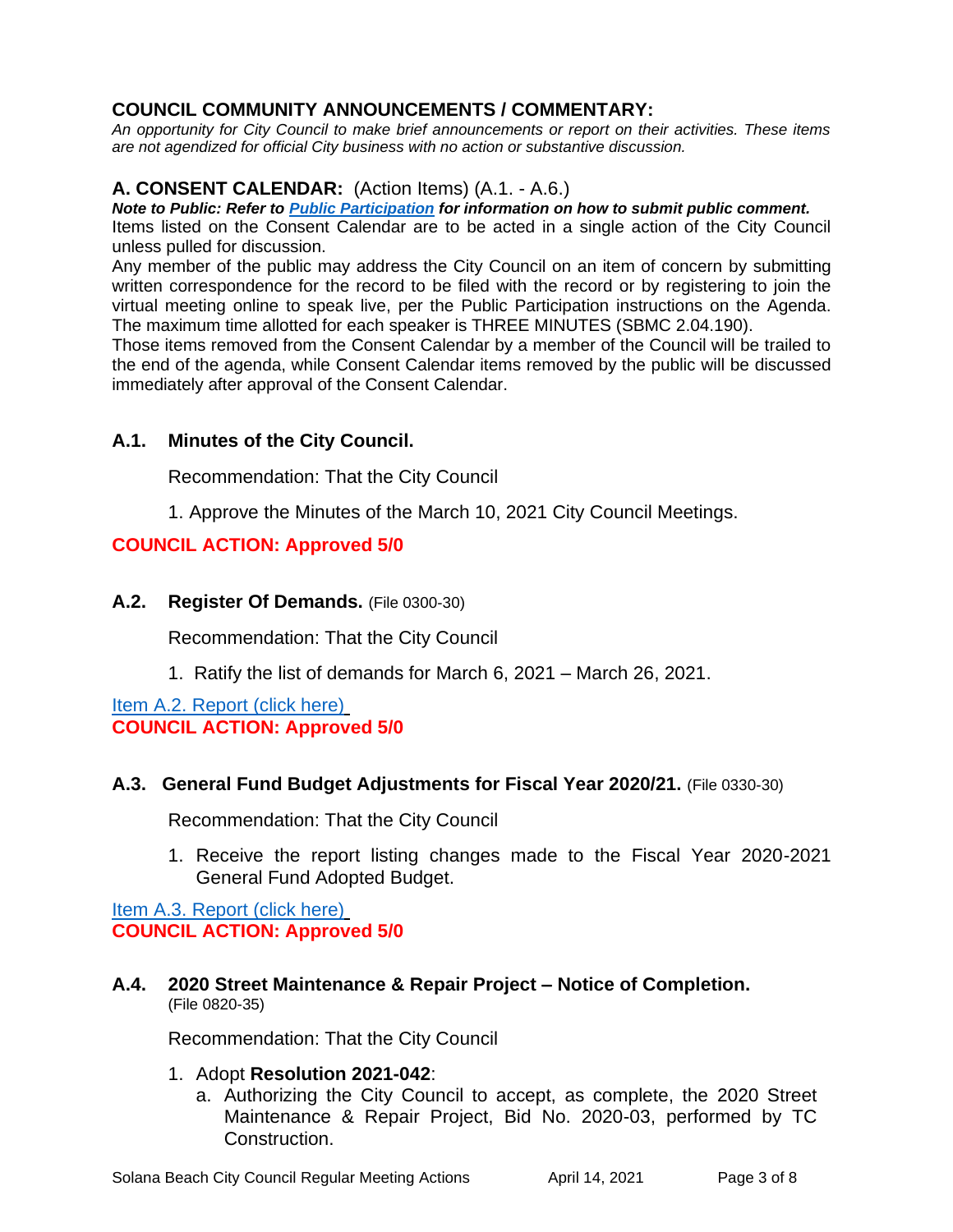## COUNCIL COMMUNITY ANNOUNCEMENTS / COMMENTARY:

*An opportunity for City Council to make brief announcements or report on their activities. These items are not agendized for official City business with no action or substantive discussion.*

## A. CONSENT CALENDAR: (Action Items) (A.1. - A.6.)

***Note to Public: Refer to [Public Participation](#) for information on how to submit public comment.***

Items listed on the Consent Calendar are to be acted in a single action of the City Council unless pulled for discussion.

Any member of the public may address the City Council on an item of concern by submitting written correspondence for the record to be filed with the record or by registering to join the virtual meeting online to speak live, per the Public Participation instructions on the Agenda. The maximum time allotted for each speaker is THREE MINUTES (SBMC 2.04.190).

Those items removed from the Consent Calendar by a member of the Council will be trailed to the end of the agenda, while Consent Calendar items removed by the public will be discussed immediately after approval of the Consent Calendar.

### A.1. Minutes of the City Council.

Recommendation: That the City Council

1. Approve the Minutes of the March 10, 2021 City Council Meetings.

**COUNCIL ACTION: Approved 5/0**

### A.2. Register Of Demands. (File 0300-30)

Recommendation: That the City Council

1. Ratify the list of demands for March 6, 2021 – March 26, 2021.

[Item A.2. Report (click here)](#)

**COUNCIL ACTION: Approved 5/0**

### A.3. General Fund Budget Adjustments for Fiscal Year 2020/21. (File 0330-30)

Recommendation: That the City Council

1. Receive the report listing changes made to the Fiscal Year 2020-2021 General Fund Adopted Budget.

[Item A.3. Report (click here)](#)

**COUNCIL ACTION: Approved 5/0**

### A.4. 2020 Street Maintenance & Repair Project – Notice of Completion. (File 0820-35)

Recommendation: That the City Council

1. Adopt **Resolution 2021-042**:
   a. Authorizing the City Council to accept, as complete, the 2020 Street Maintenance & Repair Project, Bid No. 2020-03, performed by TC Construction.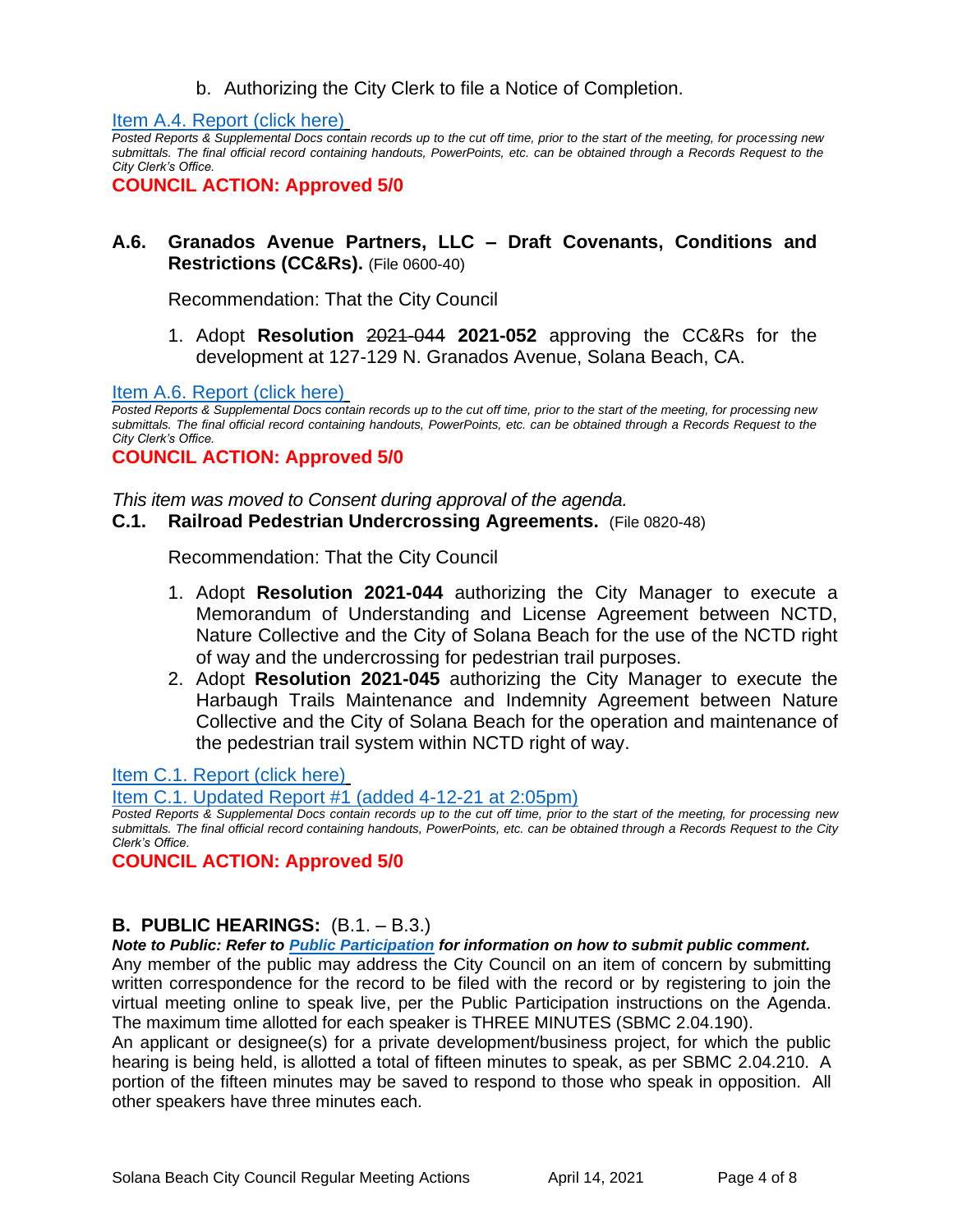b. Authorizing the City Clerk to file a Notice of Completion.

Item A.4. Report (click here)

*Posted Reports & Supplemental Docs contain records up to the cut off time, prior to the start of the meeting, for processing new submittals. The final official record containing handouts, PowerPoints, etc. can be obtained through a Records Request to the City Clerk's Office.*

**COUNCIL ACTION: Approved 5/0**

**A.6. Granados Avenue Partners, LLC – Draft Covenants, Conditions and Restrictions (CC&Rs).** (File 0600-40)

Recommendation: That the City Council

1. Adopt **Resolution** ~~2021-044~~ **2021-052** approving the CC&Rs for the development at 127-129 N. Granados Avenue, Solana Beach, CA.

Item A.6. Report (click here)

*Posted Reports & Supplemental Docs contain records up to the cut off time, prior to the start of the meeting, for processing new submittals. The final official record containing handouts, PowerPoints, etc. can be obtained through a Records Request to the City Clerk's Office.*

**COUNCIL ACTION: Approved 5/0**

*This item was moved to Consent during approval of the agenda.*

**C.1. Railroad Pedestrian Undercrossing Agreements.** (File 0820-48)

Recommendation: That the City Council

1. Adopt **Resolution 2021-044** authorizing the City Manager to execute a Memorandum of Understanding and License Agreement between NCTD, Nature Collective and the City of Solana Beach for the use of the NCTD right of way and the undercrossing for pedestrian trail purposes.
2. Adopt **Resolution 2021-045** authorizing the City Manager to execute the Harbaugh Trails Maintenance and Indemnity Agreement between Nature Collective and the City of Solana Beach for the operation and maintenance of the pedestrian trail system within NCTD right of way.

Item C.1. Report (click here)

Item C.1. Updated Report #1 (added 4-12-21 at 2:05pm)

*Posted Reports & Supplemental Docs contain records up to the cut off time, prior to the start of the meeting, for processing new submittals. The final official record containing handouts, PowerPoints, etc. can be obtained through a Records Request to the City Clerk's Office.*

**COUNCIL ACTION: Approved 5/0**

## B. PUBLIC HEARINGS: (B.1. – B.3.)

***Note to Public: Refer to Public Participation for information on how to submit public comment.***

Any member of the public may address the City Council on an item of concern by submitting written correspondence for the record to be filed with the record or by registering to join the virtual meeting online to speak live, per the Public Participation instructions on the Agenda. The maximum time allotted for each speaker is THREE MINUTES (SBMC 2.04.190).

An applicant or designee(s) for a private development/business project, for which the public hearing is being held, is allotted a total of fifteen minutes to speak, as per SBMC 2.04.210. A portion of the fifteen minutes may be saved to respond to those who speak in opposition. All other speakers have three minutes each.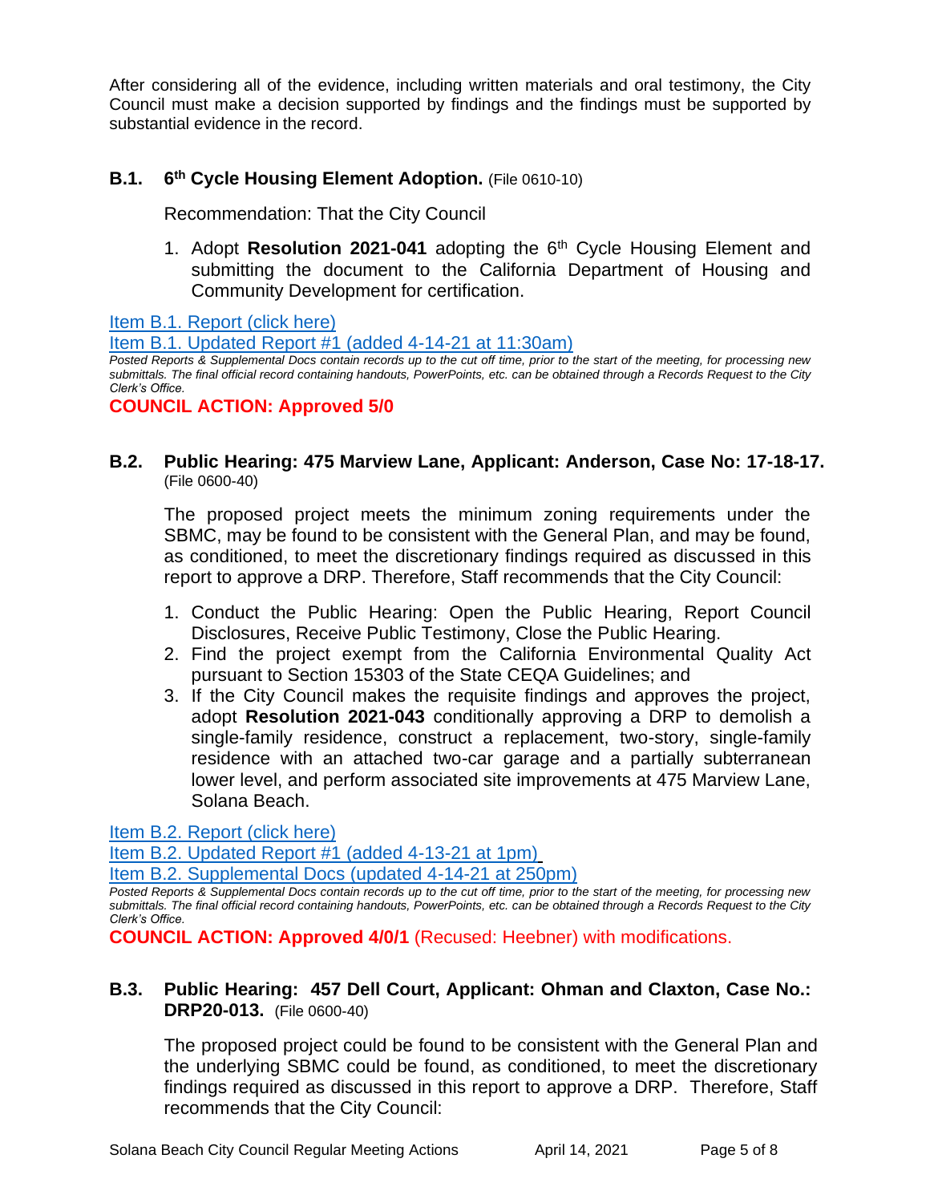After considering all of the evidence, including written materials and oral testimony, the City Council must make a decision supported by findings and the findings must be supported by substantial evidence in the record.

### B.1. 6th Cycle Housing Element Adoption. (File 0610-10)

Recommendation: That the City Council

1. Adopt **Resolution 2021-041** adopting the 6th Cycle Housing Element and submitting the document to the California Department of Housing and Community Development for certification.

Item B.1. Report (click here)

Item B.1. Updated Report #1 (added 4-14-21 at 11:30am)

*Posted Reports & Supplemental Docs contain records up to the cut off time, prior to the start of the meeting, for processing new submittals. The final official record containing handouts, PowerPoints, etc. can be obtained through a Records Request to the City Clerk's Office.*

**COUNCIL ACTION: Approved 5/0**

### B.2. Public Hearing: 475 Marview Lane, Applicant: Anderson, Case No: 17-18-17. (File 0600-40)

The proposed project meets the minimum zoning requirements under the SBMC, may be found to be consistent with the General Plan, and may be found, as conditioned, to meet the discretionary findings required as discussed in this report to approve a DRP. Therefore, Staff recommends that the City Council:

1. Conduct the Public Hearing: Open the Public Hearing, Report Council Disclosures, Receive Public Testimony, Close the Public Hearing.
2. Find the project exempt from the California Environmental Quality Act pursuant to Section 15303 of the State CEQA Guidelines; and
3. If the City Council makes the requisite findings and approves the project, adopt **Resolution 2021-043** conditionally approving a DRP to demolish a single-family residence, construct a replacement, two-story, single-family residence with an attached two-car garage and a partially subterranean lower level, and perform associated site improvements at 475 Marview Lane, Solana Beach.

Item B.2. Report (click here)

Item B.2. Updated Report #1 (added 4-13-21 at 1pm)

Item B.2. Supplemental Docs (updated 4-14-21 at 250pm)

*Posted Reports & Supplemental Docs contain records up to the cut off time, prior to the start of the meeting, for processing new submittals. The final official record containing handouts, PowerPoints, etc. can be obtained through a Records Request to the City Clerk's Office.*

**COUNCIL ACTION: Approved 4/0/1** (Recused: Heebner) with modifications.

### B.3. Public Hearing: 457 Dell Court, Applicant: Ohman and Claxton, Case No.: DRP20-013. (File 0600-40)

The proposed project could be found to be consistent with the General Plan and the underlying SBMC could be found, as conditioned, to meet the discretionary findings required as discussed in this report to approve a DRP. Therefore, Staff recommends that the City Council: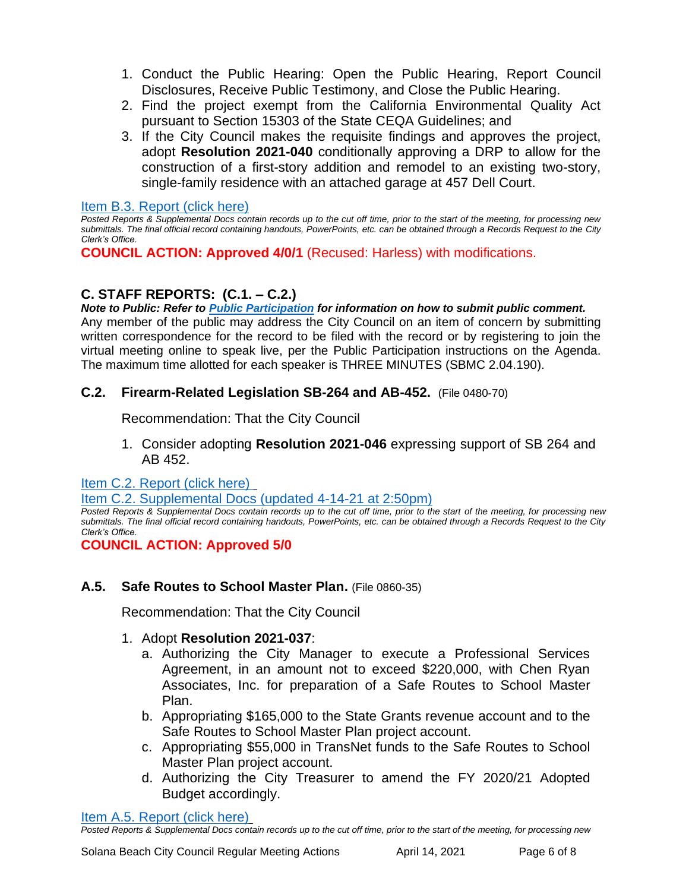1. Conduct the Public Hearing: Open the Public Hearing, Report Council Disclosures, Receive Public Testimony, and Close the Public Hearing.
2. Find the project exempt from the California Environmental Quality Act pursuant to Section 15303 of the State CEQA Guidelines; and
3. If the City Council makes the requisite findings and approves the project, adopt **Resolution 2021-040** conditionally approving a DRP to allow for the construction of a first-story addition and remodel to an existing two-story, single-family residence with an attached garage at 457 Dell Court.

Item B.3. Report (click here)

*Posted Reports & Supplemental Docs contain records up to the cut off time, prior to the start of the meeting, for processing new submittals. The final official record containing handouts, PowerPoints, etc. can be obtained through a Records Request to the City Clerk's Office.*

**COUNCIL ACTION: Approved 4/0/1** (Recused: Harless) with modifications.

## C. STAFF REPORTS: (C.1. – C.2.)

***Note to Public: Refer to Public Participation for information on how to submit public comment.***

Any member of the public may address the City Council on an item of concern by submitting written correspondence for the record to be filed with the record or by registering to join the virtual meeting online to speak live, per the Public Participation instructions on the Agenda. The maximum time allotted for each speaker is THREE MINUTES (SBMC 2.04.190).

### C.2. Firearm-Related Legislation SB-264 and AB-452. (File 0480-70)

Recommendation: That the City Council

1. Consider adopting **Resolution 2021-046** expressing support of SB 264 and AB 452.

Item C.2. Report (click here)

Item C.2. Supplemental Docs (updated 4-14-21 at 2:50pm)

*Posted Reports & Supplemental Docs contain records up to the cut off time, prior to the start of the meeting, for processing new submittals. The final official record containing handouts, PowerPoints, etc. can be obtained through a Records Request to the City Clerk's Office.*

**COUNCIL ACTION: Approved 5/0**

### A.5. Safe Routes to School Master Plan. (File 0860-35)

Recommendation: That the City Council

1. Adopt **Resolution 2021-037**:
   a. Authorizing the City Manager to execute a Professional Services Agreement, in an amount not to exceed $220,000, with Chen Ryan Associates, Inc. for preparation of a Safe Routes to School Master Plan.
   b. Appropriating $165,000 to the State Grants revenue account and to the Safe Routes to School Master Plan project account.
   c. Appropriating $55,000 in TransNet funds to the Safe Routes to School Master Plan project account.
   d. Authorizing the City Treasurer to amend the FY 2020/21 Adopted Budget accordingly.

Item A.5. Report (click here)

*Posted Reports & Supplemental Docs contain records up to the cut off time, prior to the start of the meeting, for processing new*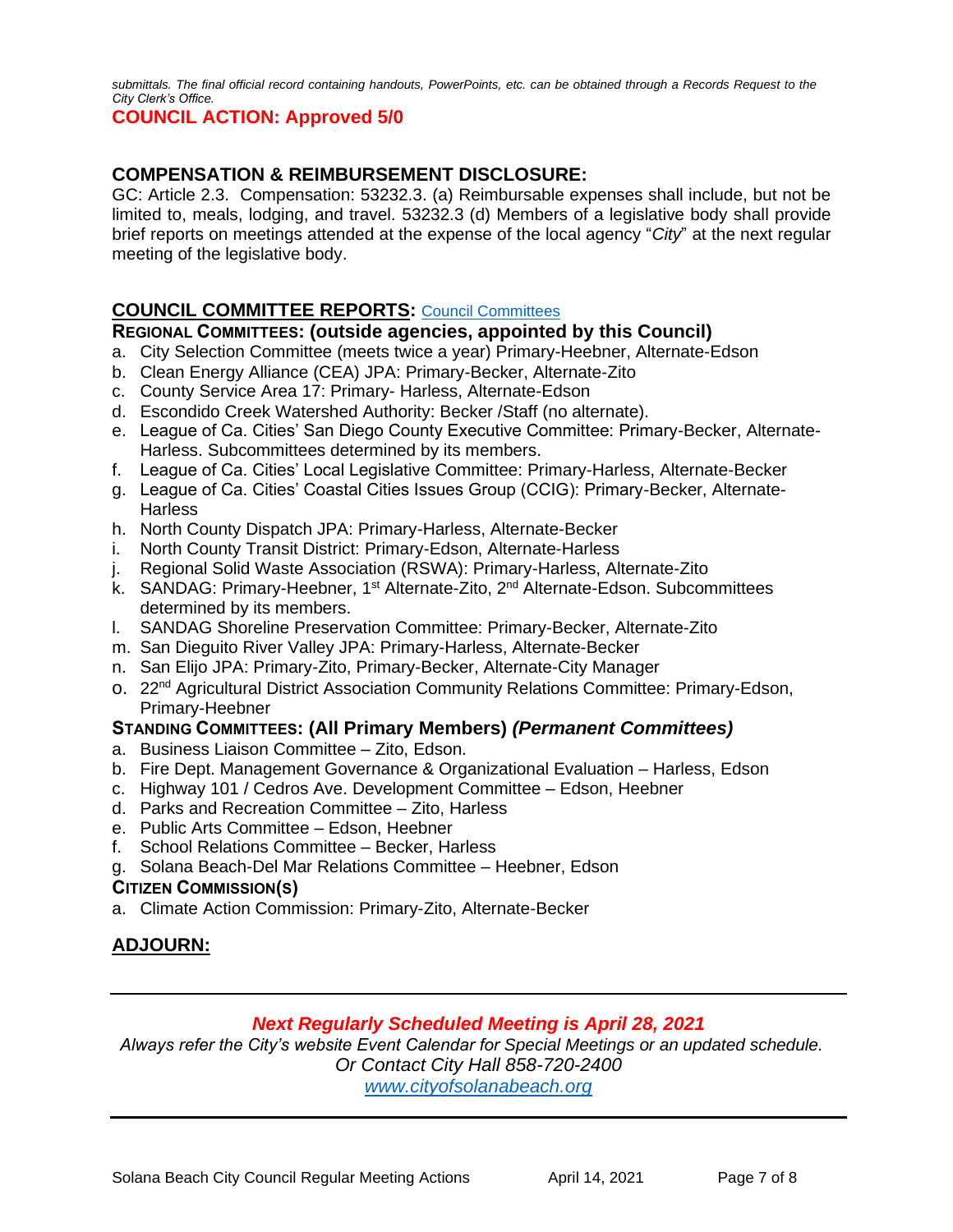*submittals. The final official record containing handouts, PowerPoints, etc. can be obtained through a Records Request to the City Clerk's Office.*

**COUNCIL ACTION: Approved 5/0**

## COMPENSATION & REIMBURSEMENT DISCLOSURE:

GC: Article 2.3. Compensation: 53232.3. (a) Reimbursable expenses shall include, but not be limited to, meals, lodging, and travel. 53232.3 (d) Members of a legislative body shall provide brief reports on meetings attended at the expense of the local agency "*City*" at the next regular meeting of the legislative body.

## COUNCIL COMMITTEE REPORTS: Council Committees

**REGIONAL COMMITTEES: (outside agencies, appointed by this Council)**

a. City Selection Committee (meets twice a year) Primary-Heebner, Alternate-Edson
b. Clean Energy Alliance (CEA) JPA: Primary-Becker, Alternate-Zito
c. County Service Area 17: Primary- Harless, Alternate-Edson
d. Escondido Creek Watershed Authority: Becker /Staff (no alternate).
e. League of Ca. Cities' San Diego County Executive Committee: Primary-Becker, Alternate-Harless. Subcommittees determined by its members.
f. League of Ca. Cities' Local Legislative Committee: Primary-Harless, Alternate-Becker
g. League of Ca. Cities' Coastal Cities Issues Group (CCIG): Primary-Becker, Alternate-Harless
h. North County Dispatch JPA: Primary-Harless, Alternate-Becker
i. North County Transit District: Primary-Edson, Alternate-Harless
j. Regional Solid Waste Association (RSWA): Primary-Harless, Alternate-Zito
k. SANDAG: Primary-Heebner, 1st Alternate-Zito, 2nd Alternate-Edson. Subcommittees determined by its members.
l. SANDAG Shoreline Preservation Committee: Primary-Becker, Alternate-Zito
m. San Dieguito River Valley JPA: Primary-Harless, Alternate-Becker
n. San Elijo JPA: Primary-Zito, Primary-Becker, Alternate-City Manager
o. 22nd Agricultural District Association Community Relations Committee: Primary-Edson, Primary-Heebner

**STANDING COMMITTEES: (All Primary Members) *(Permanent Committees)***

a. Business Liaison Committee – Zito, Edson.
b. Fire Dept. Management Governance & Organizational Evaluation – Harless, Edson
c. Highway 101 / Cedros Ave. Development Committee – Edson, Heebner
d. Parks and Recreation Committee – Zito, Harless
e. Public Arts Committee – Edson, Heebner
f. School Relations Committee – Becker, Harless
g. Solana Beach-Del Mar Relations Committee – Heebner, Edson

**CITIZEN COMMISSION(S)**

a. Climate Action Commission: Primary-Zito, Alternate-Becker

## ADJOURN:

---

***Next Regularly Scheduled Meeting is April 28, 2021***

*Always refer the City's website Event Calendar for Special Meetings or an updated schedule.*
*Or Contact City Hall 858-720-2400*
*www.cityofsolanabeach.org*

---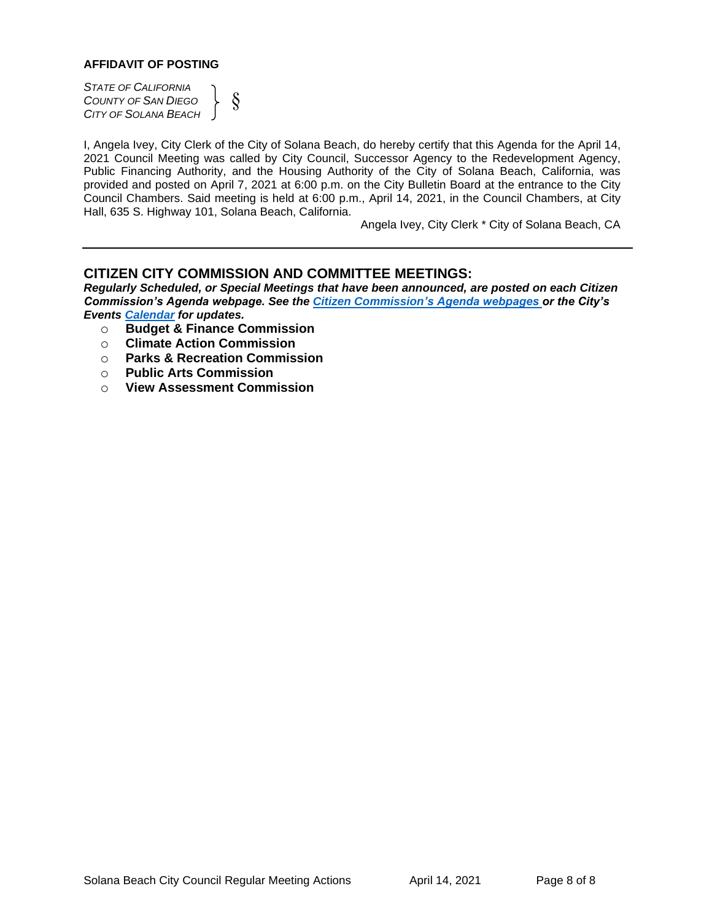**AFFIDAVIT OF POSTING**

*STATE OF CALIFORNIA*
*COUNTY OF SAN DIEGO* } §
*CITY OF SOLANA BEACH*

I, Angela Ivey, City Clerk of the City of Solana Beach, do hereby certify that this Agenda for the April 14, 2021 Council Meeting was called by City Council, Successor Agency to the Redevelopment Agency, Public Financing Authority, and the Housing Authority of the City of Solana Beach, California, was provided and posted on April 7, 2021 at 6:00 p.m. on the City Bulletin Board at the entrance to the City Council Chambers. Said meeting is held at 6:00 p.m., April 14, 2021, in the Council Chambers, at City Hall, 635 S. Highway 101, Solana Beach, California.

Angela Ivey, City Clerk * City of Solana Beach, CA

---

## CITIZEN CITY COMMISSION AND COMMITTEE MEETINGS:

***Regularly Scheduled, or Special Meetings that have been announced, are posted on each Citizen Commission's Agenda webpage. See the Citizen Commission's Agenda webpages or the City's Events Calendar for updates.***

- **Budget & Finance Commission**
- **Climate Action Commission**
- **Parks & Recreation Commission**
- **Public Arts Commission**
- **View Assessment Commission**